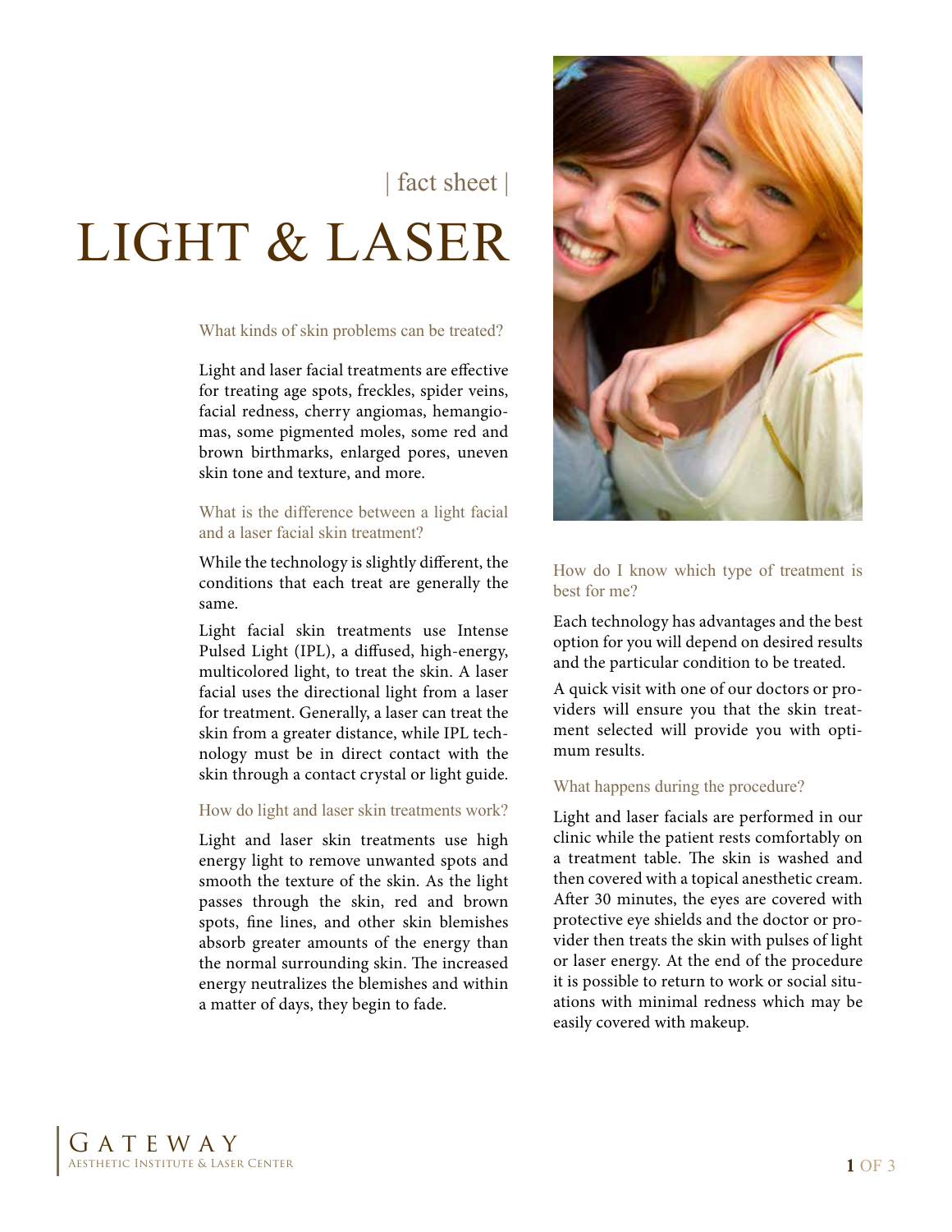| fact sheet |

# LIGHT & LASER

### What kinds of skin problems can be treated?

Light and laser facial treatments are effective for treating age spots, freckles, spider veins, facial redness, cherry angiomas, hemangiomas, some pigmented moles, some red and brown birthmarks, enlarged pores, uneven skin tone and texture, and more.

### What is the difference between a light facial and a laser facial skin treatment?

While the technology is slightly different, the conditions that each treat are generally the same.

Light facial skin treatments use Intense Pulsed Light (IPL), a diffused, high-energy, multicolored light, to treat the skin. A laser facial uses the directional light from a laser for treatment. Generally, a laser can treat the skin from a greater distance, while IPL technology must be in direct contact with the skin through a contact crystal or light guide.

### How do light and laser skin treatments work?

Light and laser skin treatments use high energy light to remove unwanted spots and smooth the texture of the skin. As the light passes through the skin, red and brown spots, fine lines, and other skin blemishes absorb greater amounts of the energy than the normal surrounding skin. The increased energy neutralizes the blemishes and within a matter of days, they begin to fade.

### How do I know which type of treatment is best for me?

Each technology has advantages and the best option for you will depend on desired results and the particular condition to be treated.

A quick visit with one of our doctors or providers will ensure you that the skin treatment selected will provide you with optimum results.

### What happens during the procedure?

Light and laser facials are performed in our clinic while the patient rests comfortably on a treatment table. The skin is washed and then covered with a topical anesthetic cream. After 30 minutes, the eyes are covered with protective eye shields and the doctor or provider then treats the skin with pulses of light or laser energy. At the end of the procedure it is possible to return to work or social situations with minimal redness which may be easily covered with makeup.

GATEWAY
AESTHETIC INSTITUTE & LASER CENTER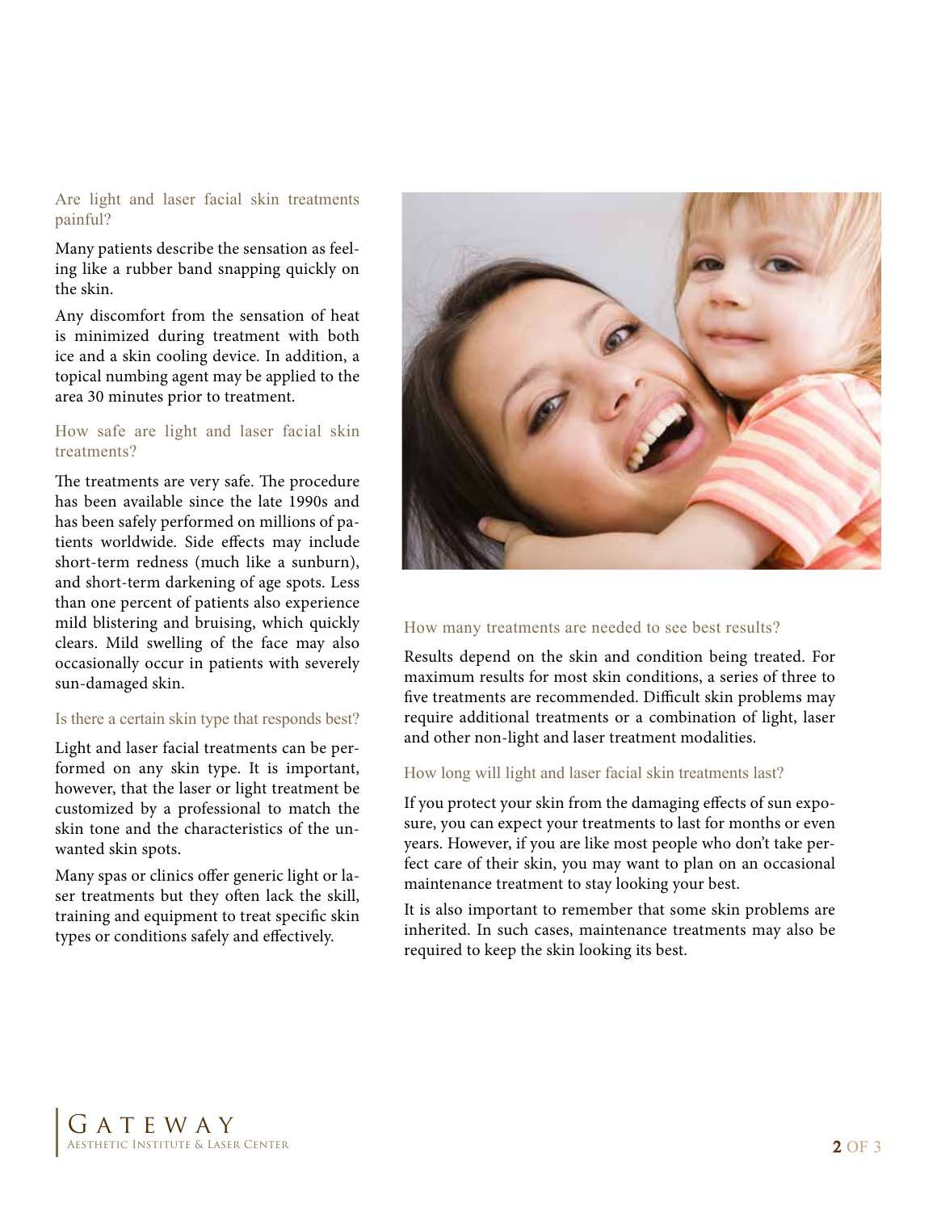### Are light and laser facial skin treatments painful?

Many patients describe the sensation as feeling like a rubber band snapping quickly on the skin.

Any discomfort from the sensation of heat is minimized during treatment with both ice and a skin cooling device. In addition, a topical numbing agent may be applied to the area 30 minutes prior to treatment.

### How safe are light and laser facial skin treatments?

The treatments are very safe. The procedure has been available since the late 1990s and has been safely performed on millions of patients worldwide. Side effects may include short-term redness (much like a sunburn), and short-term darkening of age spots. Less than one percent of patients also experience mild blistering and bruising, which quickly clears. Mild swelling of the face may also occasionally occur in patients with severely sun-damaged skin.

### Is there a certain skin type that responds best?

Light and laser facial treatments can be performed on any skin type. It is important, however, that the laser or light treatment be customized by a professional to match the skin tone and the characteristics of the unwanted skin spots.

Many spas or clinics offer generic light or laser treatments but they often lack the skill, training and equipment to treat specific skin types or conditions safely and effectively.

### How many treatments are needed to see best results?

Results depend on the skin and condition being treated. For maximum results for most skin conditions, a series of three to five treatments are recommended. Difficult skin problems may require additional treatments or a combination of light, laser and other non-light and laser treatment modalities.

### How long will light and laser facial skin treatments last?

If you protect your skin from the damaging effects of sun exposure, you can expect your treatments to last for months or even years. However, if you are like most people who don't take perfect care of their skin, you may want to plan on an occasional maintenance treatment to stay looking your best.

It is also important to remember that some skin problems are inherited. In such cases, maintenance treatments may also be required to keep the skin looking its best.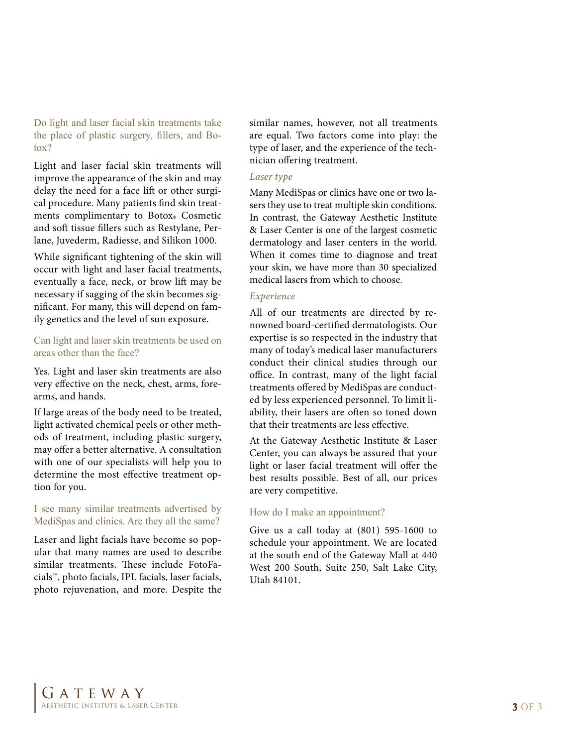### Do light and laser facial skin treatments take the place of plastic surgery, fillers, and Botox?

Light and laser facial skin treatments will improve the appearance of the skin and may delay the need for a face lift or other surgical procedure. Many patients find skin treatments complimentary to Botox® Cosmetic and soft tissue fillers such as Restylane, Perlane, Juvederm, Radiesse, and Silikon 1000.

While significant tightening of the skin will occur with light and laser facial treatments, eventually a face, neck, or brow lift may be necessary if sagging of the skin becomes significant. For many, this will depend on family genetics and the level of sun exposure.

### Can light and laser skin treatments be used on areas other than the face?

Yes. Light and laser skin treatments are also very effective on the neck, chest, arms, forearms, and hands.

If large areas of the body need to be treated, light activated chemical peels or other methods of treatment, including plastic surgery, may offer a better alternative. A consultation with one of our specialists will help you to determine the most effective treatment option for you.

### I see many similar treatments advertised by MediSpas and clinics. Are they all the same?

Laser and light facials have become so popular that many names are used to describe similar treatments. These include FotoFacials™, photo facials, IPL facials, laser facials, photo rejuvenation, and more. Despite the similar names, however, not all treatments are equal. Two factors come into play: the type of laser, and the experience of the technician offering treatment.

#### *Laser type*

Many MediSpas or clinics have one or two lasers they use to treat multiple skin conditions. In contrast, the Gateway Aesthetic Institute & Laser Center is one of the largest cosmetic dermatology and laser centers in the world. When it comes time to diagnose and treat your skin, we have more than 30 specialized medical lasers from which to choose.

#### *Experience*

All of our treatments are directed by renowned board-certified dermatologists. Our expertise is so respected in the industry that many of today's medical laser manufacturers conduct their clinical studies through our office. In contrast, many of the light facial treatments offered by MediSpas are conducted by less experienced personnel. To limit liability, their lasers are often so toned down that their treatments are less effective.

At the Gateway Aesthetic Institute & Laser Center, you can always be assured that your light or laser facial treatment will offer the best results possible. Best of all, our prices are very competitive.

### How do I make an appointment?

Give us a call today at (801) 595-1600 to schedule your appointment. We are located at the south end of the Gateway Mall at 440 West 200 South, Suite 250, Salt Lake City, Utah 84101.